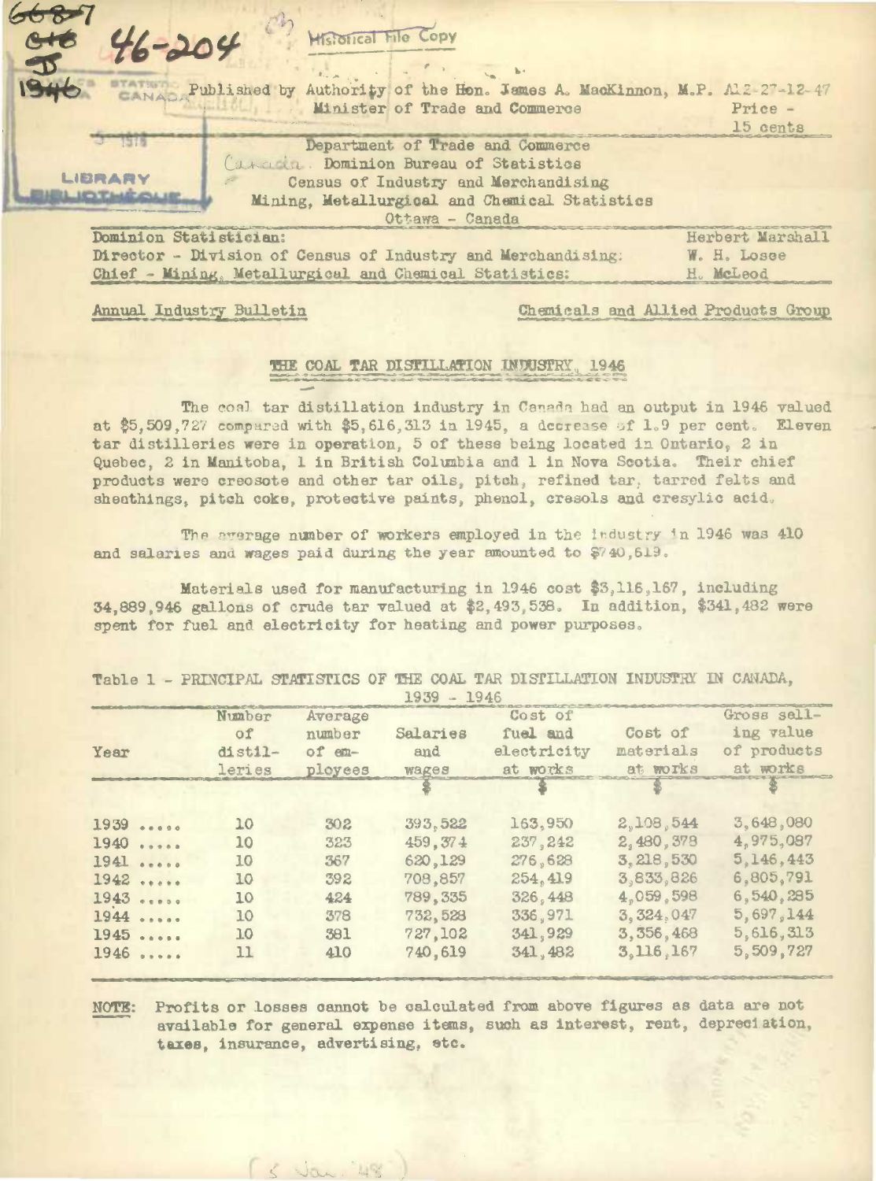Published by Authority of the Hon. James A. MacKinnon, M.P. Minister of Trade and Commerce

A12-27-12-47

Price - 15 cents

Department of Trade and Commerce
Dominion Bureau of Statistics
Census of Industry and Merchandising
Mining, Metallurgical and Chemical Statistics
Ottawa - Canada

Dominion Statistician: Herbert Marshall
Director - Division of Census of Industry and Merchandising: W. H. Losee
Chief - Mining, Metallurgical and Chemical Statistics: H. McLeod

Annual Industry Bulletin — Chemicals and Allied Products Group

# THE COAL TAR DISTILLATION INDUSTRY, 1946

The coal tar distillation industry in Canada had an output in 1946 valued at $5,509,727 compared with $5,616,313 in 1945, a decrease of 1.9 per cent. Eleven tar distilleries were in operation, 5 of these being located in Ontario, 2 in Quebec, 2 in Manitoba, 1 in British Columbia and 1 in Nova Scotia. Their chief products were creosote and other tar oils, pitch, refined tar, tarred felts and sheathings, pitch coke, protective paints, phenol, cresols and cresylic acid.

The average number of workers employed in the industry in 1946 was 410 and salaries and wages paid during the year amounted to $740,619.

Materials used for manufacturing in 1946 cost $3,116,167, including 34,889,946 gallons of crude tar valued at $2,493,538. In addition, $341,482 were spent for fuel and electricity for heating and power purposes.

Table 1 - PRINCIPAL STATISTICS OF THE COAL TAR DISTILLATION INDUSTRY IN CANADA, 1939 - 1946

| Year | Number of distilleries | Average number of employees | Salaries and wages | Cost of fuel and electricity at works | Cost of materials at works | Gross selling value of products at works |
|---|---|---|---|---|---|---|
| | | | $ | $ | $ | $ |
| 1939 ..... | 10 | 302 | 393,522 | 163,950 | 2,108,544 | 3,648,080 |
| 1940 ..... | 10 | 323 | 459,374 | 237,242 | 2,480,378 | 4,975,087 |
| 1941 ..... | 10 | 367 | 620,129 | 276,628 | 3,218,530 | 5,146,443 |
| 1942 ..... | 10 | 392 | 708,857 | 254,419 | 3,833,826 | 6,805,791 |
| 1943 ..... | 10 | 424 | 789,335 | 326,448 | 4,059,598 | 6,540,285 |
| 1944 ..... | 10 | 378 | 732,528 | 336,971 | 3,324,047 | 5,697,144 |
| 1945 ..... | 10 | 381 | 727,102 | 341,929 | 3,356,468 | 5,616,313 |
| 1946 ..... | 11 | 410 | 740,619 | 341,482 | 3,116,167 | 5,509,727 |

NOTE: Profits or losses cannot be calculated from above figures as data are not available for general expense items, such as interest, rent, depreciation, taxes, insurance, advertising, etc.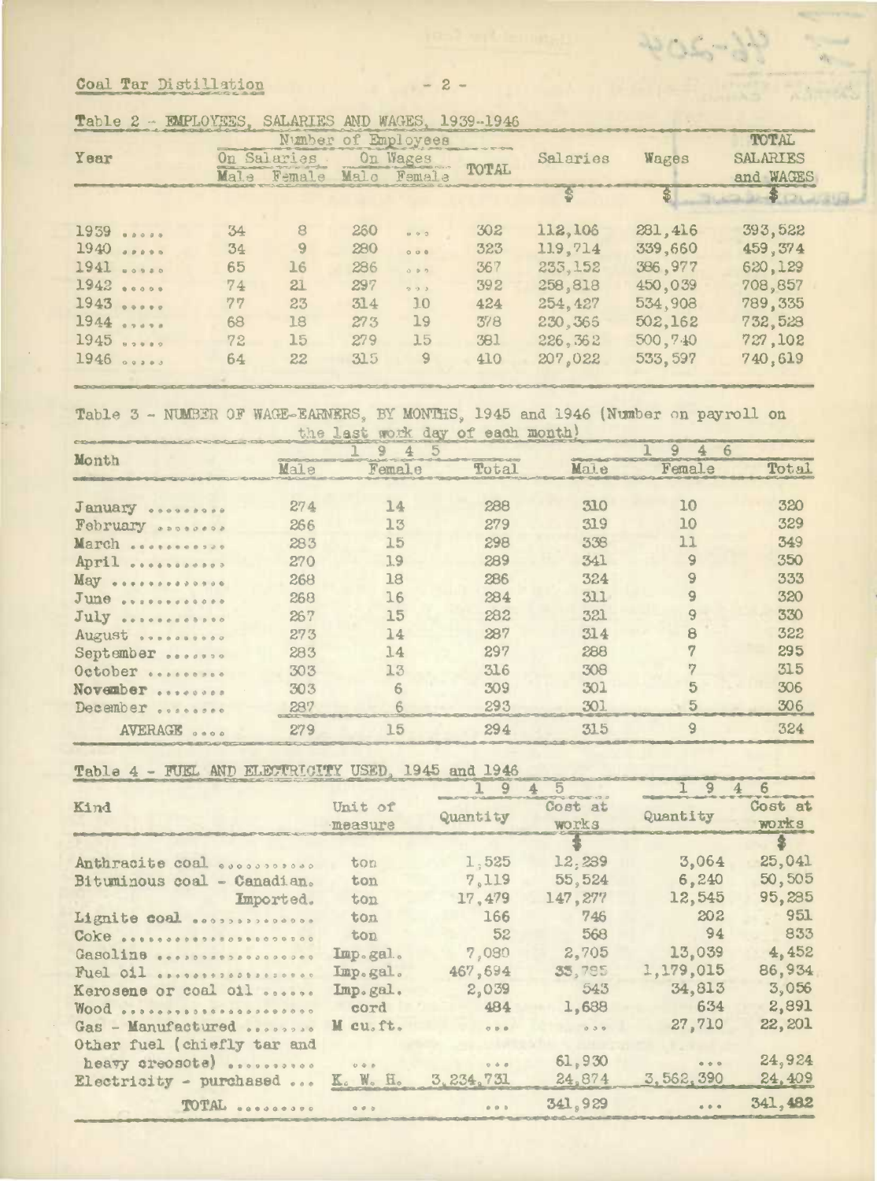Coal Tar Distillation

Table 2 - EMPLOYEES, SALARIES AND WAGES, 1939-1946

| Year | Number of Employees | | | | | Salaries | Wages | TOTAL SALARIES and WAGES |
|---|---|---|---|---|---|---|---|---|
| | On Salaries | | On Wages | | TOTAL | | | |
| | Male | Female | Male | Female | | $ | $ | $ |
| 1939 ..... | 34 | 8 | 260 | ... | 302 | 112,106 | 281,416 | 393,522 |
| 1940 ..... | 34 | 9 | 280 | ... | 323 | 119,714 | 339,660 | 459,374 |
| 1941 ..... | 65 | 16 | 286 | ... | 367 | 233,152 | 386,977 | 620,129 |
| 1942 ..... | 74 | 21 | 297 | ... | 392 | 258,818 | 450,039 | 708,857 |
| 1943 ..... | 77 | 23 | 314 | 10 | 424 | 254,427 | 534,908 | 789,335 |
| 1944 ..... | 68 | 18 | 273 | 19 | 378 | 230,366 | 502,162 | 732,528 |
| 1945 ..... | 72 | 15 | 279 | 15 | 381 | 226,362 | 500,740 | 727,102 |
| 1946 ..... | 64 | 22 | 315 | 9 | 410 | 207,022 | 533,597 | 740,619 |

Table 3 - NUMBER OF WAGE-EARNERS, BY MONTHS, 1945 and 1946 (Number on payroll on the last work day of each month)

| Month | 1945 | | | 1946 | | |
|---|---|---|---|---|---|---|
| | Male | Female | Total | Male | Female | Total |
| January .......... | 274 | 14 | 288 | 310 | 10 | 320 |
| February ......... | 266 | 13 | 279 | 319 | 10 | 329 |
| March ............ | 283 | 15 | 298 | 338 | 11 | 349 |
| April ............ | 270 | 19 | 289 | 341 | 9 | 350 |
| May .............. | 268 | 18 | 286 | 324 | 9 | 333 |
| June ............. | 268 | 16 | 284 | 311 | 9 | 320 |
| July ............. | 267 | 15 | 282 | 321 | 9 | 330 |
| August ........... | 273 | 14 | 287 | 314 | 8 | 322 |
| September ........ | 283 | 14 | 297 | 288 | 7 | 295 |
| October .......... | 303 | 13 | 316 | 308 | 7 | 315 |
| November ......... | 303 | 6 | 309 | 301 | 5 | 306 |
| December ......... | 287 | 6 | 293 | 301 | 5 | 306 |
| AVERAGE .... | 279 | 15 | 294 | 315 | 9 | 324 |

Table 4 - FUEL AND ELECTRICITY USED, 1945 and 1946

| Kind | Unit of measure | 1945 | | 1946 | |
|---|---|---|---|---|---|
| | | Quantity | Cost at works | Quantity | Cost at works |
| | | | $ | | $ |
| Anthracite coal ........... | ton | 1,525 | 12,289 | 3,064 | 25,041 |
| Bituminous coal - Canadian. | ton | 7,119 | 55,524 | 6,240 | 50,505 |
| Imported. | ton | 17,479 | 147,277 | 12,545 | 95,285 |
| Lignite coal .............. | ton | 166 | 746 | 202 | 951 |
| Coke ...................... | ton | 52 | 568 | 94 | 833 |
| Gasoline .................. | Imp.gal. | 7,090 | 2,705 | 13,039 | 4,452 |
| Fuel oil .................. | Imp.gal. | 467,694 | 33,785 | 1,179,015 | 86,934 |
| Kerosene or coal oil ...... | Imp.gal. | 2,039 | 543 | 34,813 | 3,056 |
| Wood ...................... | cord | 484 | 1,638 | 634 | 2,891 |
| Gas - Manufactured ........ | M cu.ft. | ... | ... | 27,710 | 22,201 |
| Other fuel (chiefly tar and heavy creosote) .......... | ... | ... | 61,930 | ... | 24,924 |
| Electricity - purchased ... | K. W. H. | 3,234,731 | 24,874 | 3,562,390 | 24,409 |
| TOTAL ........ | ... | ... | 341,929 | ... | 341,482 |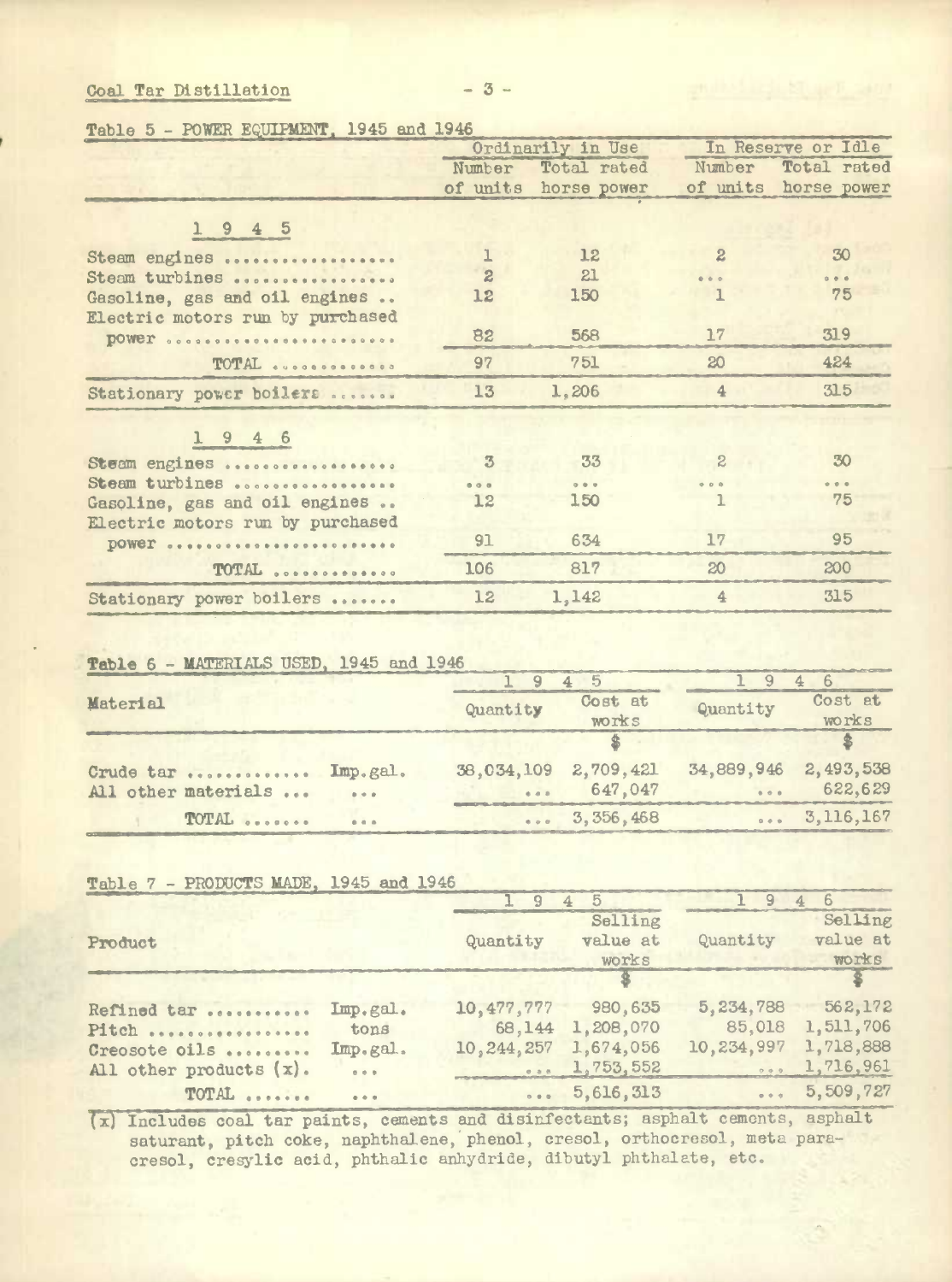Table 5 - POWER EQUIPMENT, 1945 and 1946

| | Ordinarily in Use | | In Reserve or Idle | |
|---|---|---|---|---|
| | Number of units | Total rated horse power | Number of units | Total rated horse power |
| **1 9 4 5** | | | | |
| Steam engines | 1 | 12 | 2 | 30 |
| Steam turbines | 2 | 21 | ... | ... |
| Gasoline, gas and oil engines | 12 | 150 | 1 | 75 |
| Electric motors run by purchased power | 82 | 568 | 17 | 319 |
| TOTAL | 97 | 751 | 20 | 424 |
| Stationary power boilers | 13 | 1,206 | 4 | 315 |
| **1 9 4 6** | | | | |
| Steam engines | 3 | 33 | 2 | 30 |
| Steam turbines | ... | ... | ... | ... |
| Gasoline, gas and oil engines | 12 | 150 | 1 | 75 |
| Electric motors run by purchased power | 91 | 634 | 17 | 95 |
| TOTAL | 106 | 817 | 20 | 200 |
| Stationary power boilers | 12 | 1,142 | 4 | 315 |

Table 6 - MATERIALS USED, 1945 and 1946

| Material | | 1 9 4 5 | | 1 9 4 6 | |
|---|---|---|---|---|---|
| | | Quantity | Cost at works | Quantity | Cost at works |
| | | | $ | | $ |
| Crude tar | Imp.gal. | 38,034,109 | 2,709,421 | 34,889,946 | 2,493,538 |
| All other materials | ... | ... | 647,047 | ... | 622,629 |
| TOTAL | ... | ... | 3,356,468 | ... | 3,116,167 |

Table 7 - PRODUCTS MADE, 1945 and 1946

| Product | | 1 9 4 5 | | 1 9 4 6 | |
|---|---|---|---|---|---|
| | | Quantity | Selling value at works | Quantity | Selling value at works |
| | | | $ | | $ |
| Refined tar | Imp.gal. | 10,477,777 | 980,635 | 5,234,788 | 562,172 |
| Pitch | tons | 68,144 | 1,208,070 | 85,018 | 1,511,706 |
| Creosote oils | Imp.gal. | 10,244,257 | 1,674,056 | 10,234,997 | 1,718,888 |
| All other products (x). | ... | ... | 1,753,552 | ... | 1,716,961 |
| TOTAL | ... | ... | 5,616,313 | ... | 5,509,727 |

(x) Includes coal tar paints, cements and disinfectants; asphalt cements, asphalt saturant, pitch coke, naphthalene, phenol, cresol, orthocresol, meta para-cresol, cresylic acid, phthalic anhydride, dibutyl phthalate, etc.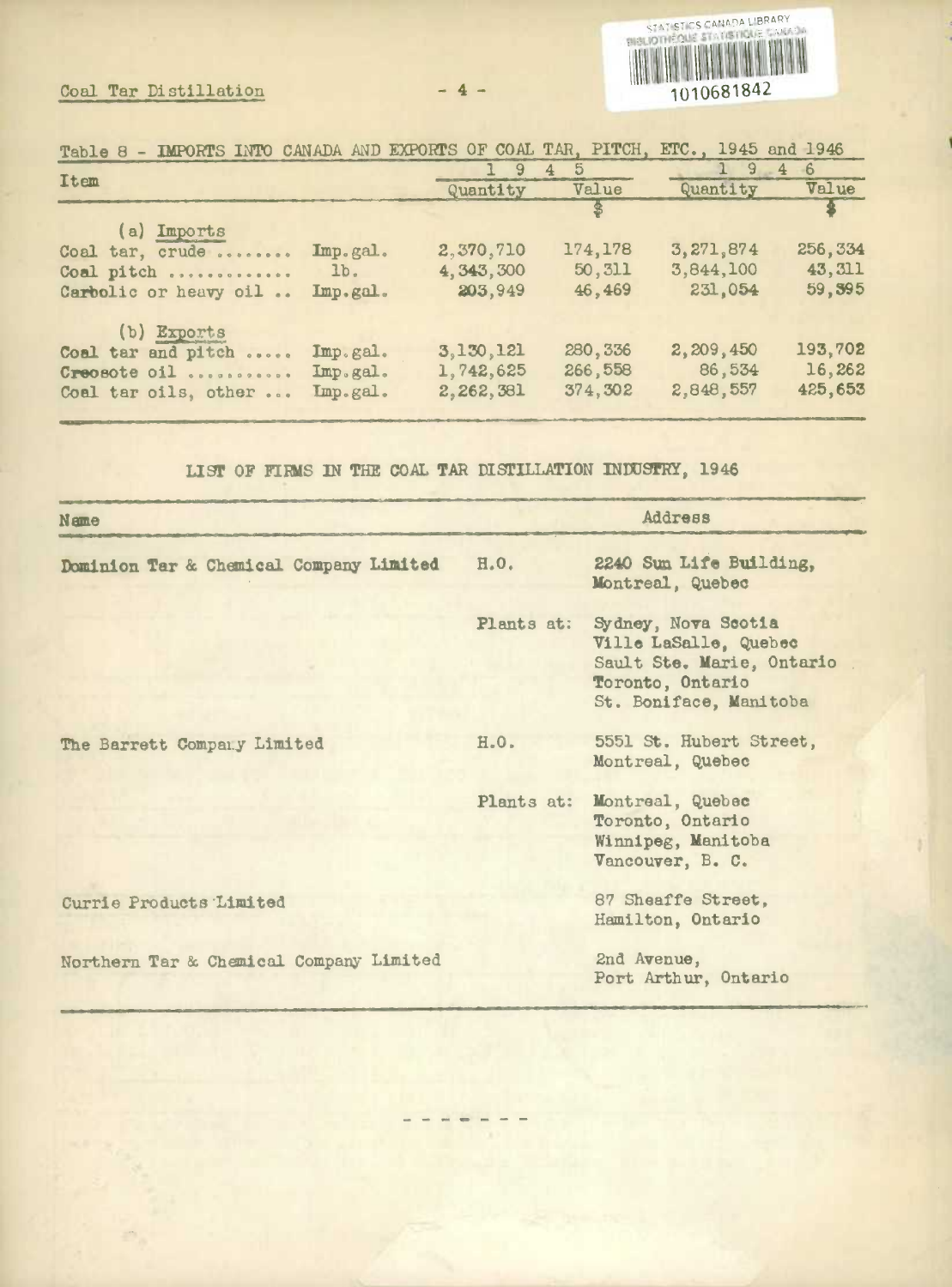Table 8 - IMPORTS INTO CANADA AND EXPORTS OF COAL TAR, PITCH, ETC., 1945 and 1946

| Item | | 1945 | | 1946 | |
|---|---|---|---|---|---|
| | | Quantity | Value | Quantity | Value |
| | | | $ | | $ |
| (a) Imports | | | | | |
| Coal tar, crude ........ | Imp.gal. | 2,370,710 | 174,178 | 3,271,874 | 256,334 |
| Coal pitch ............ | lb. | 4,343,300 | 50,311 | 3,844,100 | 43,311 |
| Carbolic or heavy oil .. | Imp.gal. | 203,949 | 46,469 | 231,054 | 59,395 |
| (b) Exports | | | | | |
| Coal tar and pitch ..... | Imp.gal. | 3,130,121 | 280,336 | 2,209,450 | 193,702 |
| Creosote oil ........... | Imp.gal. | 1,742,625 | 266,558 | 86,534 | 16,262 |
| Coal tar oils, other ... | Imp.gal. | 2,262,381 | 374,302 | 2,848,557 | 425,653 |

## LIST OF FIRMS IN THE COAL TAR DISTILLATION INDUSTRY, 1946

| Name | | Address |
|---|---|---|
| Dominion Tar & Chemical Company Limited | H.O. | 2240 Sun Life Building, Montreal, Quebec |
| | Plants at: | Sydney, Nova Scotia<br>Ville LaSalle, Quebec<br>Sault Ste. Marie, Ontario<br>Toronto, Ontario<br>St. Boniface, Manitoba |
| The Barrett Company Limited | H.O. | 5551 St. Hubert Street, Montreal, Quebec |
| | Plants at: | Montreal, Quebec<br>Toronto, Ontario<br>Winnipeg, Manitoba<br>Vancouver, B. C. |
| Currie Products Limited | | 87 Sheaffe Street, Hamilton, Ontario |
| Northern Tar & Chemical Company Limited | | 2nd Avenue, Port Arthur, Ontario |